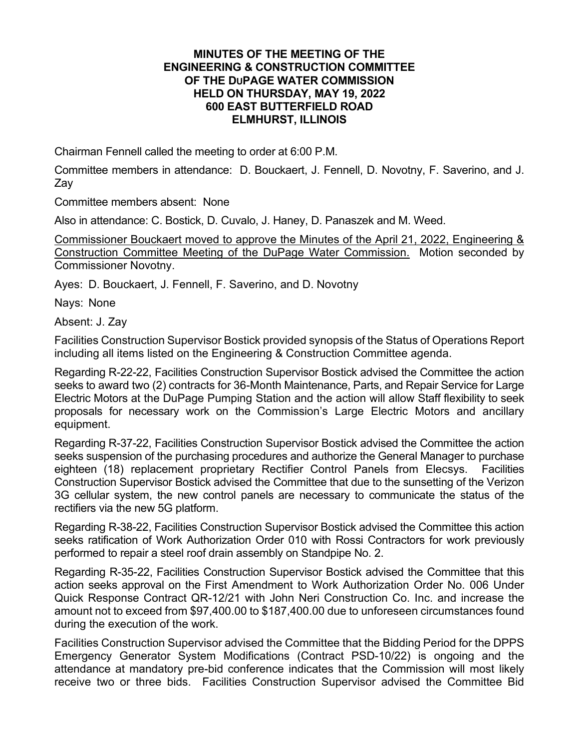**MINUTES OF THE MEETING OF THE ENGINEERING & CONSTRUCTION COMMITTEE OF THE DuPAGE WATER COMMISSION HELD ON THURSDAY, MAY 19, 2022 600 EAST BUTTERFIELD ROAD ELMHURST, ILLINOIS**

Chairman Fennell called the meeting to order at 6:00 P.M.

Committee members in attendance: D. Bouckaert, J. Fennell, D. Novotny, F. Saverino, and J. Zay

Committee members absent: None

Also in attendance: C. Bostick, D. Cuvalo, J. Haney, D. Panaszek and M. Weed.

<u>Commissioner Bouckaert moved to approve the Minutes of the April 21, 2022, Engineering & Construction Committee Meeting of the DuPage Water Commission.</u> Motion seconded by Commissioner Novotny.

Ayes: D. Bouckaert, J. Fennell, F. Saverino, and D. Novotny

Nays: None

Absent: J. Zay

Facilities Construction Supervisor Bostick provided synopsis of the Status of Operations Report including all items listed on the Engineering & Construction Committee agenda.

Regarding R-22-22, Facilities Construction Supervisor Bostick advised the Committee the action seeks to award two (2) contracts for 36-Month Maintenance, Parts, and Repair Service for Large Electric Motors at the DuPage Pumping Station and the action will allow Staff flexibility to seek proposals for necessary work on the Commission's Large Electric Motors and ancillary equipment.

Regarding R-37-22, Facilities Construction Supervisor Bostick advised the Committee the action seeks suspension of the purchasing procedures and authorize the General Manager to purchase eighteen (18) replacement proprietary Rectifier Control Panels from Elecsys. Facilities Construction Supervisor Bostick advised the Committee that due to the sunsetting of the Verizon 3G cellular system, the new control panels are necessary to communicate the status of the rectifiers via the new 5G platform.

Regarding R-38-22, Facilities Construction Supervisor Bostick advised the Committee this action seeks ratification of Work Authorization Order 010 with Rossi Contractors for work previously performed to repair a steel roof drain assembly on Standpipe No. 2.

Regarding R-35-22, Facilities Construction Supervisor Bostick advised the Committee that this action seeks approval on the First Amendment to Work Authorization Order No. 006 Under Quick Response Contract QR-12/21 with John Neri Construction Co. Inc. and increase the amount not to exceed from $97,400.00 to $187,400.00 due to unforeseen circumstances found during the execution of the work.

Facilities Construction Supervisor advised the Committee that the Bidding Period for the DPPS Emergency Generator System Modifications (Contract PSD-10/22) is ongoing and the attendance at mandatory pre-bid conference indicates that the Commission will most likely receive two or three bids. Facilities Construction Supervisor advised the Committee Bid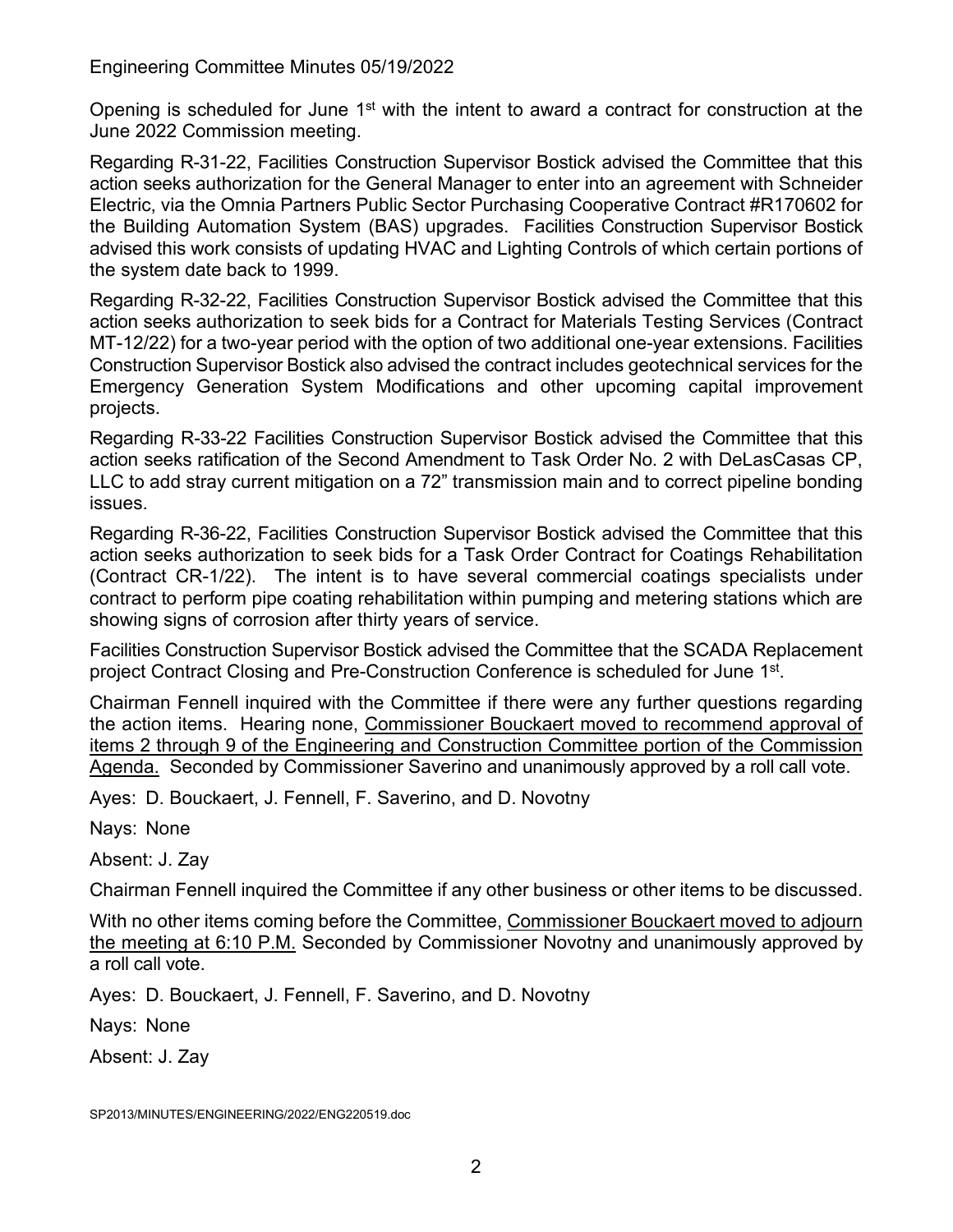Opening is scheduled for June 1st with the intent to award a contract for construction at the June 2022 Commission meeting.

Regarding R-31-22, Facilities Construction Supervisor Bostick advised the Committee that this action seeks authorization for the General Manager to enter into an agreement with Schneider Electric, via the Omnia Partners Public Sector Purchasing Cooperative Contract #R170602 for the Building Automation System (BAS) upgrades. Facilities Construction Supervisor Bostick advised this work consists of updating HVAC and Lighting Controls of which certain portions of the system date back to 1999.

Regarding R-32-22, Facilities Construction Supervisor Bostick advised the Committee that this action seeks authorization to seek bids for a Contract for Materials Testing Services (Contract MT-12/22) for a two-year period with the option of two additional one-year extensions. Facilities Construction Supervisor Bostick also advised the contract includes geotechnical services for the Emergency Generation System Modifications and other upcoming capital improvement projects.

Regarding R-33-22 Facilities Construction Supervisor Bostick advised the Committee that this action seeks ratification of the Second Amendment to Task Order No. 2 with DeLasCasas CP, LLC to add stray current mitigation on a 72" transmission main and to correct pipeline bonding issues.

Regarding R-36-22, Facilities Construction Supervisor Bostick advised the Committee that this action seeks authorization to seek bids for a Task Order Contract for Coatings Rehabilitation (Contract CR-1/22). The intent is to have several commercial coatings specialists under contract to perform pipe coating rehabilitation within pumping and metering stations which are showing signs of corrosion after thirty years of service.

Facilities Construction Supervisor Bostick advised the Committee that the SCADA Replacement project Contract Closing and Pre-Construction Conference is scheduled for June 1st.

Chairman Fennell inquired with the Committee if there were any further questions regarding the action items. Hearing none, Commissioner Bouckaert moved to recommend approval of items 2 through 9 of the Engineering and Construction Committee portion of the Commission Agenda. Seconded by Commissioner Saverino and unanimously approved by a roll call vote.

Ayes: D. Bouckaert, J. Fennell, F. Saverino, and D. Novotny

Nays: None

Absent: J. Zay

Chairman Fennell inquired the Committee if any other business or other items to be discussed.

With no other items coming before the Committee, Commissioner Bouckaert moved to adjourn the meeting at 6:10 P.M. Seconded by Commissioner Novotny and unanimously approved by a roll call vote.

Ayes: D. Bouckaert, J. Fennell, F. Saverino, and D. Novotny

Nays: None

Absent: J. Zay

SP2013/MINUTES/ENGINEERING/2022/ENG220519.doc